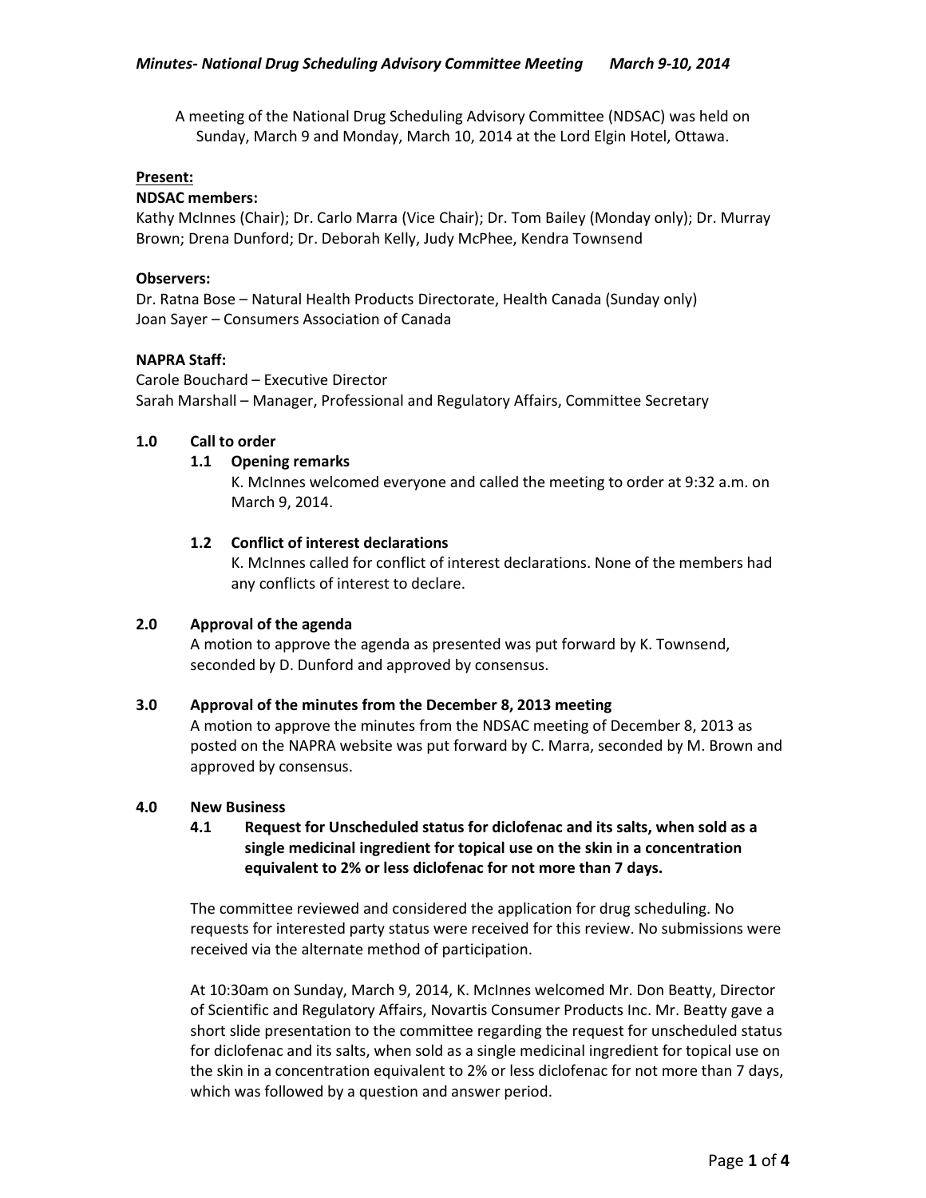A meeting of the National Drug Scheduling Advisory Committee (NDSAC) was held on Sunday, March 9 and Monday, March 10, 2014 at the Lord Elgin Hotel, Ottawa.

**Present:**

**NDSAC members:**
Kathy McInnes (Chair); Dr. Carlo Marra (Vice Chair); Dr. Tom Bailey (Monday only); Dr. Murray Brown; Drena Dunford; Dr. Deborah Kelly, Judy McPhee, Kendra Townsend

**Observers:**
Dr. Ratna Bose – Natural Health Products Directorate, Health Canada (Sunday only)
Joan Sayer – Consumers Association of Canada

**NAPRA Staff:**
Carole Bouchard – Executive Director
Sarah Marshall – Manager, Professional and Regulatory Affairs, Committee Secretary

## 1.0 Call to order

### 1.1 Opening remarks

K. McInnes welcomed everyone and called the meeting to order at 9:32 a.m. on March 9, 2014.

### 1.2 Conflict of interest declarations

K. McInnes called for conflict of interest declarations. None of the members had any conflicts of interest to declare.

## 2.0 Approval of the agenda

A motion to approve the agenda as presented was put forward by K. Townsend, seconded by D. Dunford and approved by consensus.

## 3.0 Approval of the minutes from the December 8, 2013 meeting

A motion to approve the minutes from the NDSAC meeting of December 8, 2013 as posted on the NAPRA website was put forward by C. Marra, seconded by M. Brown and approved by consensus.

## 4.0 New Business

### 4.1 Request for Unscheduled status for diclofenac and its salts, when sold as a single medicinal ingredient for topical use on the skin in a concentration equivalent to 2% or less diclofenac for not more than 7 days.

The committee reviewed and considered the application for drug scheduling. No requests for interested party status were received for this review. No submissions were received via the alternate method of participation.

At 10:30am on Sunday, March 9, 2014, K. McInnes welcomed Mr. Don Beatty, Director of Scientific and Regulatory Affairs, Novartis Consumer Products Inc. Mr. Beatty gave a short slide presentation to the committee regarding the request for unscheduled status for diclofenac and its salts, when sold as a single medicinal ingredient for topical use on the skin in a concentration equivalent to 2% or less diclofenac for not more than 7 days, which was followed by a question and answer period.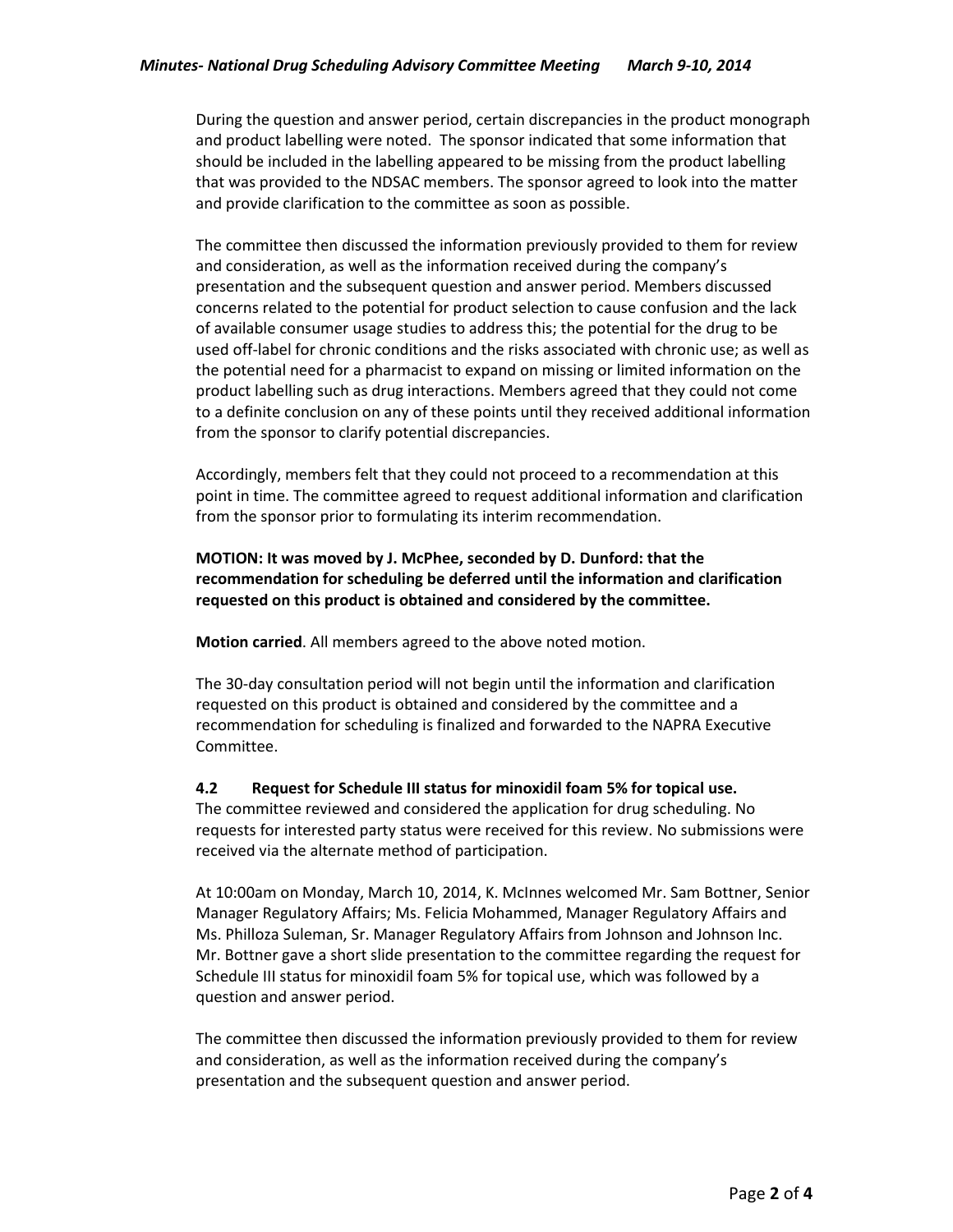During the question and answer period, certain discrepancies in the product monograph and product labelling were noted. The sponsor indicated that some information that should be included in the labelling appeared to be missing from the product labelling that was provided to the NDSAC members. The sponsor agreed to look into the matter and provide clarification to the committee as soon as possible.

The committee then discussed the information previously provided to them for review and consideration, as well as the information received during the company's presentation and the subsequent question and answer period. Members discussed concerns related to the potential for product selection to cause confusion and the lack of available consumer usage studies to address this; the potential for the drug to be used off-label for chronic conditions and the risks associated with chronic use; as well as the potential need for a pharmacist to expand on missing or limited information on the product labelling such as drug interactions. Members agreed that they could not come to a definite conclusion on any of these points until they received additional information from the sponsor to clarify potential discrepancies.

Accordingly, members felt that they could not proceed to a recommendation at this point in time. The committee agreed to request additional information and clarification from the sponsor prior to formulating its interim recommendation.

**MOTION: It was moved by J. McPhee, seconded by D. Dunford: that the recommendation for scheduling be deferred until the information and clarification requested on this product is obtained and considered by the committee.**

**Motion carried**. All members agreed to the above noted motion.

The 30-day consultation period will not begin until the information and clarification requested on this product is obtained and considered by the committee and a recommendation for scheduling is finalized and forwarded to the NAPRA Executive Committee.

### 4.2 Request for Schedule III status for minoxidil foam 5% for topical use.

The committee reviewed and considered the application for drug scheduling. No requests for interested party status were received for this review. No submissions were received via the alternate method of participation.

At 10:00am on Monday, March 10, 2014, K. McInnes welcomed Mr. Sam Bottner, Senior Manager Regulatory Affairs; Ms. Felicia Mohammed, Manager Regulatory Affairs and Ms. Philloza Suleman, Sr. Manager Regulatory Affairs from Johnson and Johnson Inc. Mr. Bottner gave a short slide presentation to the committee regarding the request for Schedule III status for minoxidil foam 5% for topical use, which was followed by a question and answer period.

The committee then discussed the information previously provided to them for review and consideration, as well as the information received during the company's presentation and the subsequent question and answer period.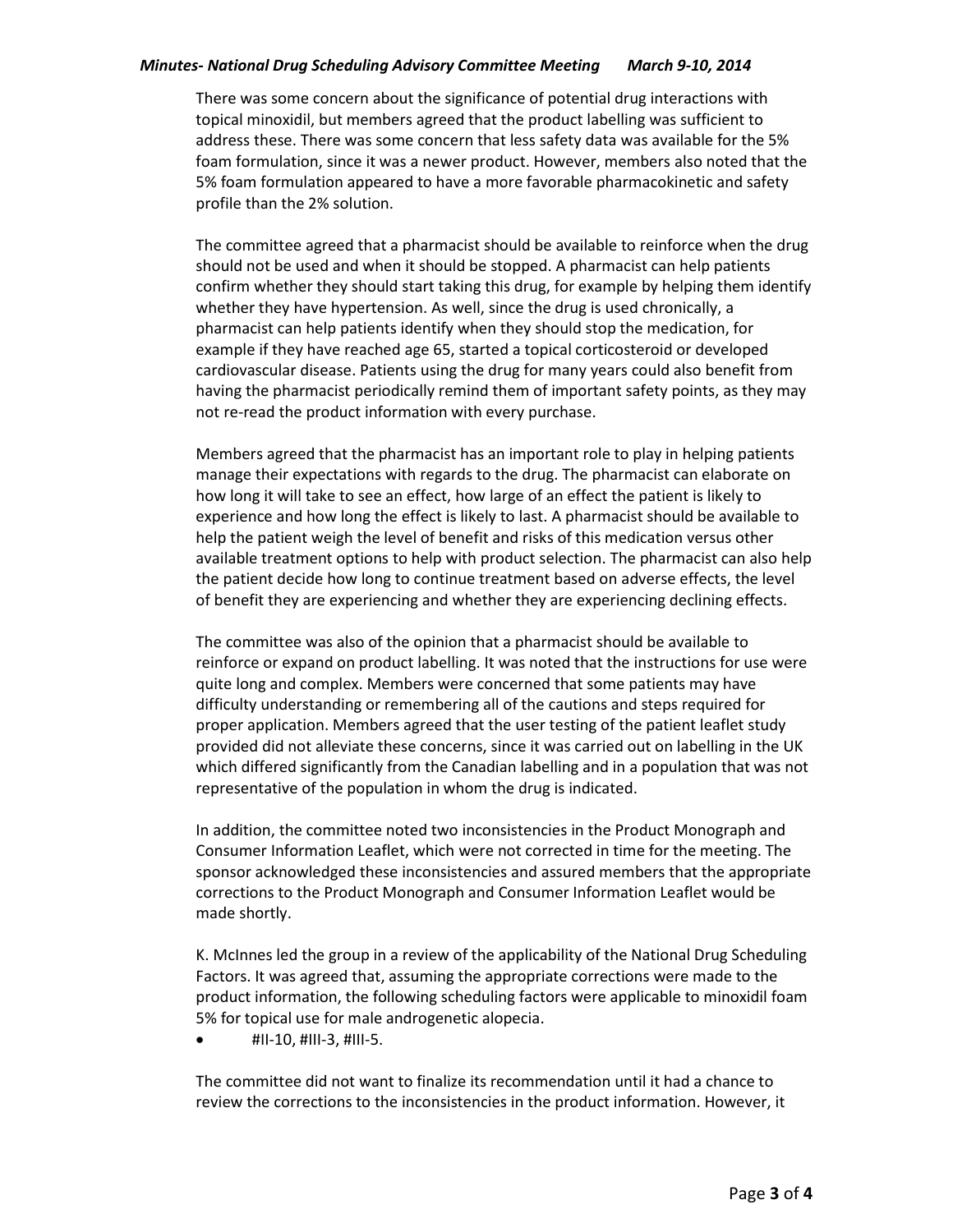There was some concern about the significance of potential drug interactions with topical minoxidil, but members agreed that the product labelling was sufficient to address these. There was some concern that less safety data was available for the 5% foam formulation, since it was a newer product. However, members also noted that the 5% foam formulation appeared to have a more favorable pharmacokinetic and safety profile than the 2% solution.

The committee agreed that a pharmacist should be available to reinforce when the drug should not be used and when it should be stopped. A pharmacist can help patients confirm whether they should start taking this drug, for example by helping them identify whether they have hypertension. As well, since the drug is used chronically, a pharmacist can help patients identify when they should stop the medication, for example if they have reached age 65, started a topical corticosteroid or developed cardiovascular disease. Patients using the drug for many years could also benefit from having the pharmacist periodically remind them of important safety points, as they may not re-read the product information with every purchase.

Members agreed that the pharmacist has an important role to play in helping patients manage their expectations with regards to the drug. The pharmacist can elaborate on how long it will take to see an effect, how large of an effect the patient is likely to experience and how long the effect is likely to last. A pharmacist should be available to help the patient weigh the level of benefit and risks of this medication versus other available treatment options to help with product selection. The pharmacist can also help the patient decide how long to continue treatment based on adverse effects, the level of benefit they are experiencing and whether they are experiencing declining effects.

The committee was also of the opinion that a pharmacist should be available to reinforce or expand on product labelling. It was noted that the instructions for use were quite long and complex. Members were concerned that some patients may have difficulty understanding or remembering all of the cautions and steps required for proper application. Members agreed that the user testing of the patient leaflet study provided did not alleviate these concerns, since it was carried out on labelling in the UK which differed significantly from the Canadian labelling and in a population that was not representative of the population in whom the drug is indicated.

In addition, the committee noted two inconsistencies in the Product Monograph and Consumer Information Leaflet, which were not corrected in time for the meeting. The sponsor acknowledged these inconsistencies and assured members that the appropriate corrections to the Product Monograph and Consumer Information Leaflet would be made shortly.

K. McInnes led the group in a review of the applicability of the National Drug Scheduling Factors. It was agreed that, assuming the appropriate corrections were made to the product information, the following scheduling factors were applicable to minoxidil foam 5% for topical use for male androgenetic alopecia.

- #II-10, #III-3, #III-5.

The committee did not want to finalize its recommendation until it had a chance to review the corrections to the inconsistencies in the product information. However, it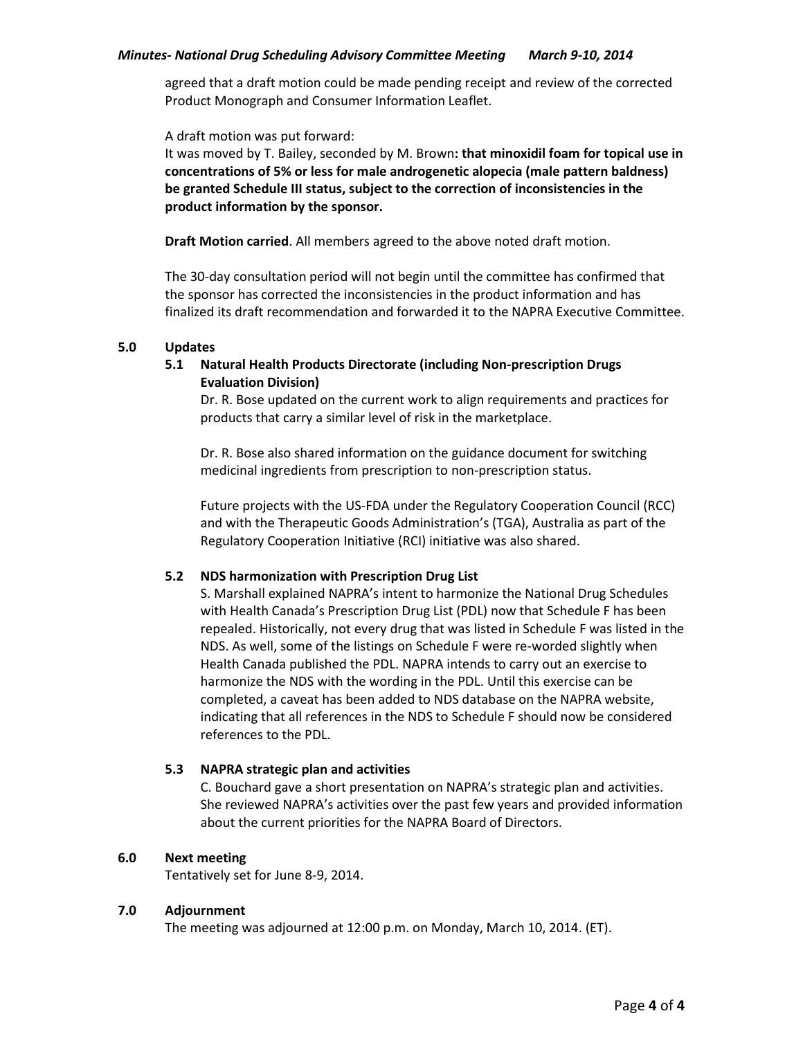agreed that a draft motion could be made pending receipt and review of the corrected Product Monograph and Consumer Information Leaflet.

A draft motion was put forward:
It was moved by T. Bailey, seconded by M. Brown**: that minoxidil foam for topical use in concentrations of 5% or less for male androgenetic alopecia (male pattern baldness) be granted Schedule III status, subject to the correction of inconsistencies in the product information by the sponsor.**

**Draft Motion carried**. All members agreed to the above noted draft motion.

The 30-day consultation period will not begin until the committee has confirmed that the sponsor has corrected the inconsistencies in the product information and has finalized its draft recommendation and forwarded it to the NAPRA Executive Committee.

## 5.0 Updates

### 5.1 Natural Health Products Directorate (including Non-prescription Drugs Evaluation Division)

Dr. R. Bose updated on the current work to align requirements and practices for products that carry a similar level of risk in the marketplace.

Dr. R. Bose also shared information on the guidance document for switching medicinal ingredients from prescription to non-prescription status.

Future projects with the US-FDA under the Regulatory Cooperation Council (RCC) and with the Therapeutic Goods Administration's (TGA), Australia as part of the Regulatory Cooperation Initiative (RCI) initiative was also shared.

### 5.2 NDS harmonization with Prescription Drug List

S. Marshall explained NAPRA's intent to harmonize the National Drug Schedules with Health Canada's Prescription Drug List (PDL) now that Schedule F has been repealed. Historically, not every drug that was listed in Schedule F was listed in the NDS. As well, some of the listings on Schedule F were re-worded slightly when Health Canada published the PDL. NAPRA intends to carry out an exercise to harmonize the NDS with the wording in the PDL. Until this exercise can be completed, a caveat has been added to NDS database on the NAPRA website, indicating that all references in the NDS to Schedule F should now be considered references to the PDL.

### 5.3 NAPRA strategic plan and activities

C. Bouchard gave a short presentation on NAPRA's strategic plan and activities. She reviewed NAPRA's activities over the past few years and provided information about the current priorities for the NAPRA Board of Directors.

## 6.0 Next meeting

Tentatively set for June 8-9, 2014.

## 7.0 Adjournment

The meeting was adjourned at 12:00 p.m. on Monday, March 10, 2014. (ET).